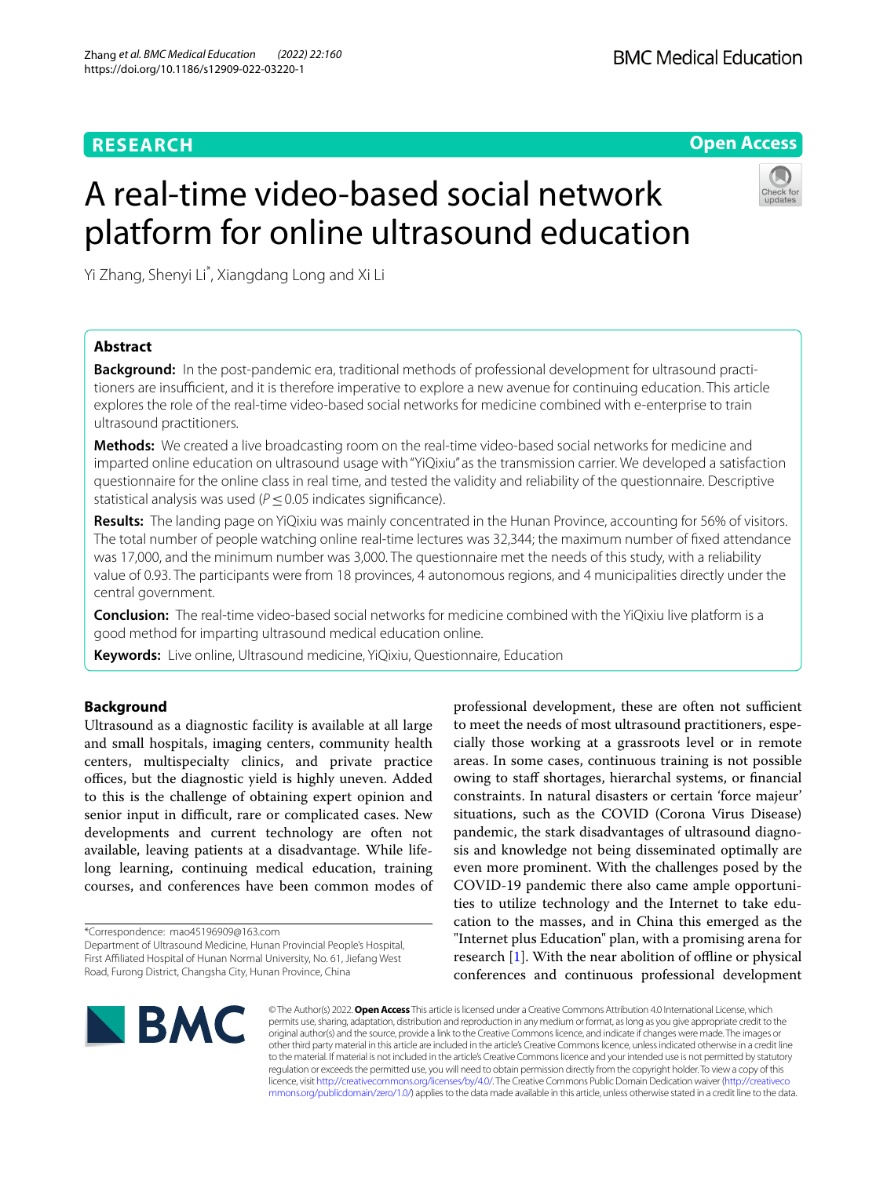RESEARCH

Open Access

# A real-time video-based social network platform for online ultrasound education

Yi Zhang, Shenyi Li*, Xiangdang Long and Xi Li

## Abstract

**Background:** In the post-pandemic era, traditional methods of professional development for ultrasound practitioners are insufficient, and it is therefore imperative to explore a new avenue for continuing education. This article explores the role of the real-time video-based social networks for medicine combined with e-enterprise to train ultrasound practitioners.

**Methods:** We created a live broadcasting room on the real-time video-based social networks for medicine and imparted online education on ultrasound usage with "YiQixiu" as the transmission carrier. We developed a satisfaction questionnaire for the online class in real time, and tested the validity and reliability of the questionnaire. Descriptive statistical analysis was used ($P \leq 0.05$ indicates significance).

**Results:** The landing page on YiQixiu was mainly concentrated in the Hunan Province, accounting for 56% of visitors. The total number of people watching online real-time lectures was 32,344; the maximum number of fixed attendance was 17,000, and the minimum number was 3,000. The questionnaire met the needs of this study, with a reliability value of 0.93. The participants were from 18 provinces, 4 autonomous regions, and 4 municipalities directly under the central government.

**Conclusion:** The real-time video-based social networks for medicine combined with the YiQixiu live platform is a good method for imparting ultrasound medical education online.

**Keywords:** Live online, Ultrasound medicine, YiQixiu, Questionnaire, Education

## Background

Ultrasound as a diagnostic facility is available at all large and small hospitals, imaging centers, community health centers, multispecialty clinics, and private practice offices, but the diagnostic yield is highly uneven. Added to this is the challenge of obtaining expert opinion and senior input in difficult, rare or complicated cases. New developments and current technology are often not available, leaving patients at a disadvantage. While lifelong learning, continuing medical education, training courses, and conferences have been common modes of professional development, these are often not sufficient to meet the needs of most ultrasound practitioners, especially those working at a grassroots level or in remote areas. In some cases, continuous training is not possible owing to staff shortages, hierarchal systems, or financial constraints. In natural disasters or certain 'force majeur' situations, such as the COVID (Corona Virus Disease) pandemic, the stark disadvantages of ultrasound diagnosis and knowledge not being disseminated optimally are even more prominent. With the challenges posed by the COVID-19 pandemic there also came ample opportunities to utilize technology and the Internet to take education to the masses, and in China this emerged as the "Internet plus Education" plan, with a promising arena for research [1]. With the near abolition of offline or physical conferences and continuous professional development

*Correspondence: mao45196909@163.com
Department of Ultrasound Medicine, Hunan Provincial People's Hospital, First Affiliated Hospital of Hunan Normal University, No. 61, Jiefang West Road, Furong District, Changsha City, Hunan Province, China

© The Author(s) 2022. **Open Access** This article is licensed under a Creative Commons Attribution 4.0 International License, which permits use, sharing, adaptation, distribution and reproduction in any medium or format, as long as you give appropriate credit to the original author(s) and the source, provide a link to the Creative Commons licence, and indicate if changes were made. The images or other third party material in this article are included in the article's Creative Commons licence, unless indicated otherwise in a credit line to the material. If material is not included in the article's Creative Commons licence and your intended use is not permitted by statutory regulation or exceeds the permitted use, you will need to obtain permission directly from the copyright holder. To view a copy of this licence, visit http://creativecommons.org/licenses/by/4.0/. The Creative Commons Public Domain Dedication waiver (http://creativecommons.org/publicdomain/zero/1.0/) applies to the data made available in this article, unless otherwise stated in a credit line to the data.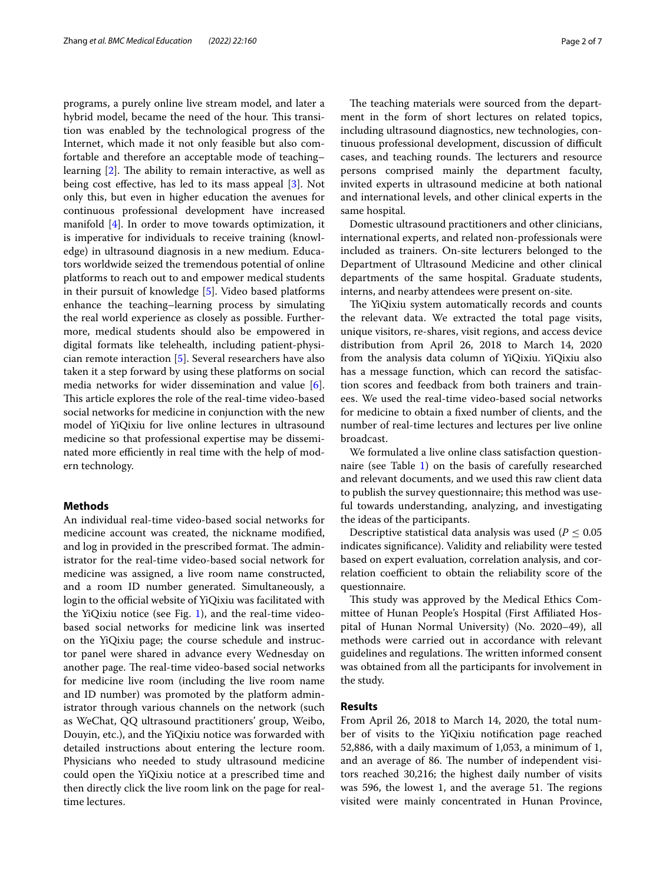programs, a purely online live stream model, and later a hybrid model, became the need of the hour. This transition was enabled by the technological progress of the Internet, which made it not only feasible but also comfortable and therefore an acceptable mode of teaching–learning [2]. The ability to remain interactive, as well as being cost effective, has led to its mass appeal [3]. Not only this, but even in higher education the avenues for continuous professional development have increased manifold [4]. In order to move towards optimization, it is imperative for individuals to receive training (knowledge) in ultrasound diagnosis in a new medium. Educators worldwide seized the tremendous potential of online platforms to reach out to and empower medical students in their pursuit of knowledge [5]. Video based platforms enhance the teaching–learning process by simulating the real world experience as closely as possible. Furthermore, medical students should also be empowered in digital formats like telehealth, including patient-physician remote interaction [5]. Several researchers have also taken it a step forward by using these platforms on social media networks for wider dissemination and value [6]. This article explores the role of the real-time video-based social networks for medicine in conjunction with the new model of YiQixiu for live online lectures in ultrasound medicine so that professional expertise may be disseminated more efficiently in real time with the help of modern technology.

## Methods

An individual real-time video-based social networks for medicine account was created, the nickname modified, and log in provided in the prescribed format. The administrator for the real-time video-based social network for medicine was assigned, a live room name constructed, and a room ID number generated. Simultaneously, a login to the official website of YiQixiu was facilitated with the YiQixiu notice (see Fig. 1), and the real-time video-based social networks for medicine link was inserted on the YiQixiu page; the course schedule and instructor panel were shared in advance every Wednesday on another page. The real-time video-based social networks for medicine live room (including the live room name and ID number) was promoted by the platform administrator through various channels on the network (such as WeChat, QQ ultrasound practitioners' group, Weibo, Douyin, etc.), and the YiQixiu notice was forwarded with detailed instructions about entering the lecture room. Physicians who needed to study ultrasound medicine could open the YiQixiu notice at a prescribed time and then directly click the live room link on the page for real-time lectures.

The teaching materials were sourced from the department in the form of short lectures on related topics, including ultrasound diagnostics, new technologies, continuous professional development, discussion of difficult cases, and teaching rounds. The lecturers and resource persons comprised mainly the department faculty, invited experts in ultrasound medicine at both national and international levels, and other clinical experts in the same hospital.

Domestic ultrasound practitioners and other clinicians, international experts, and related non-professionals were included as trainers. On-site lecturers belonged to the Department of Ultrasound Medicine and other clinical departments of the same hospital. Graduate students, interns, and nearby attendees were present on-site.

The YiQixiu system automatically records and counts the relevant data. We extracted the total page visits, unique visitors, re-shares, visit regions, and access device distribution from April 26, 2018 to March 14, 2020 from the analysis data column of YiQixiu. YiQixiu also has a message function, which can record the satisfaction scores and feedback from both trainers and trainees. We used the real-time video-based social networks for medicine to obtain a fixed number of clients, and the number of real-time lectures and lectures per live online broadcast.

We formulated a live online class satisfaction questionnaire (see Table 1) on the basis of carefully researched and relevant documents, and we used this raw client data to publish the survey questionnaire; this method was useful towards understanding, analyzing, and investigating the ideas of the participants.

Descriptive statistical data analysis was used ($P \leq 0.05$ indicates significance). Validity and reliability were tested based on expert evaluation, correlation analysis, and correlation coefficient to obtain the reliability score of the questionnaire.

This study was approved by the Medical Ethics Committee of Hunan People's Hospital (First Affiliated Hospital of Hunan Normal University) (No. 2020–49), all methods were carried out in accordance with relevant guidelines and regulations. The written informed consent was obtained from all the participants for involvement in the study.

## Results

From April 26, 2018 to March 14, 2020, the total number of visits to the YiQixiu notification page reached 52,886, with a daily maximum of 1,053, a minimum of 1, and an average of 86. The number of independent visitors reached 30,216; the highest daily number of visits was 596, the lowest 1, and the average 51. The regions visited were mainly concentrated in Hunan Province,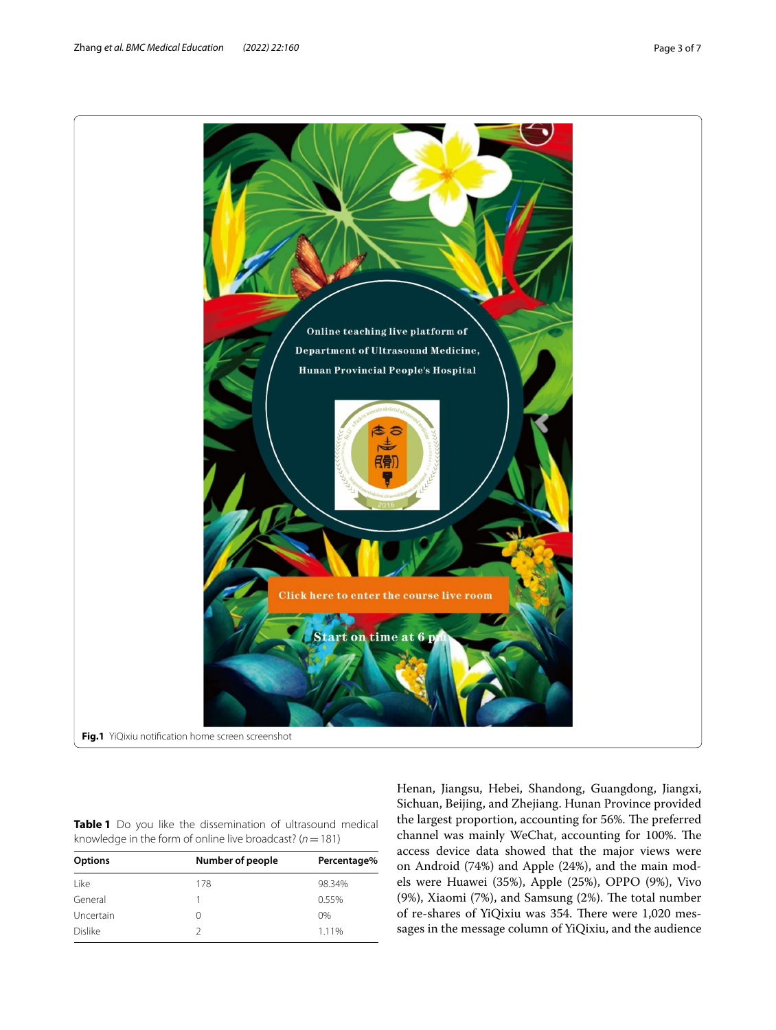Fig.1 YiQixiu notification home screen screenshot

**Table 1** Do you like the dissemination of ultrasound medical knowledge in the form of online live broadcast? ($n = 181$)

| Options | Number of people | Percentage% |
|---|---|---|
| Like | 178 | 98.34% |
| General | 1 | 0.55% |
| Uncertain | 0 | 0% |
| Dislike | 2 | 1.11% |

Henan, Jiangsu, Hebei, Shandong, Guangdong, Jiangxi, Sichuan, Beijing, and Zhejiang. Hunan Province provided the largest proportion, accounting for 56%. The preferred channel was mainly WeChat, accounting for 100%. The access device data showed that the major views were on Android (74%) and Apple (24%), and the main models were Huawei (35%), Apple (25%), OPPO (9%), Vivo (9%), Xiaomi (7%), and Samsung (2%). The total number of re-shares of YiQixiu was 354. There were 1,020 messages in the message column of YiQixiu, and the audience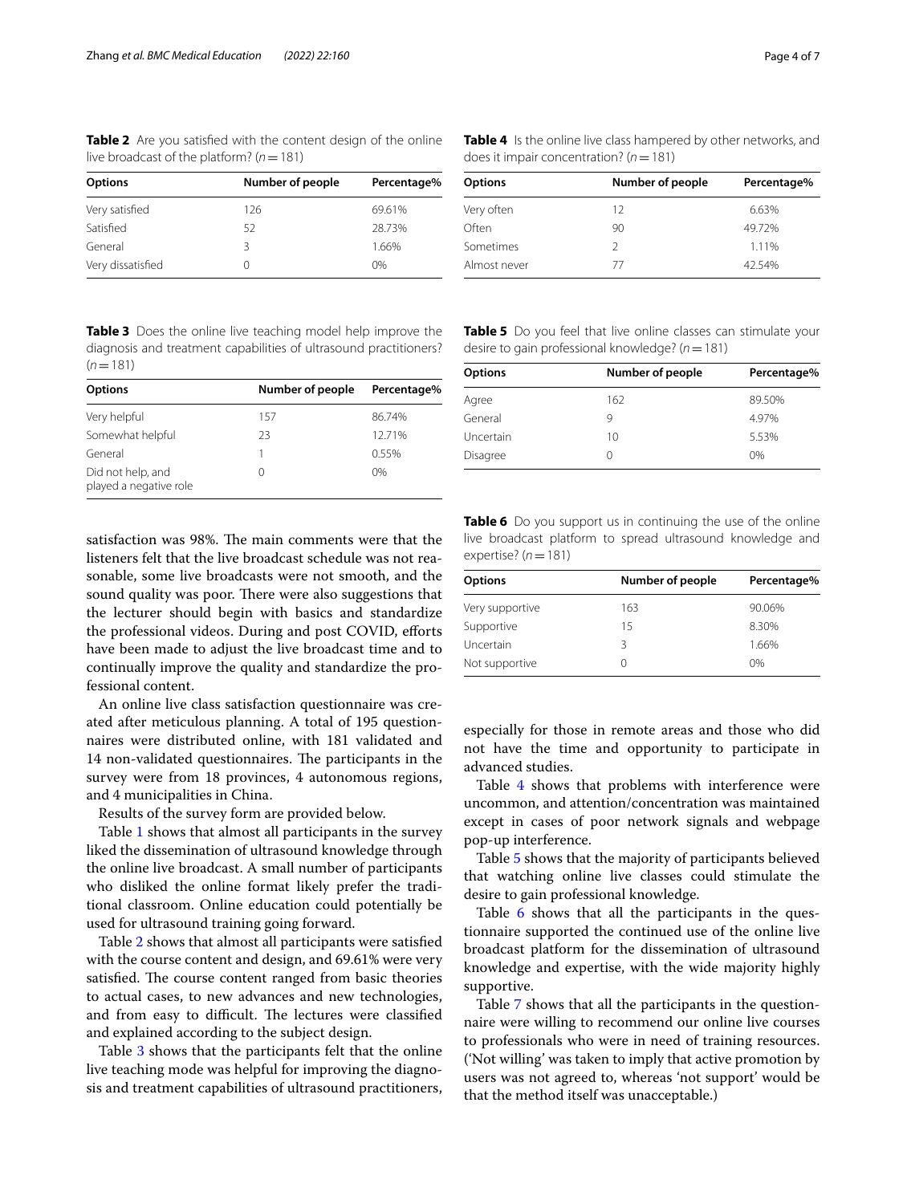**Table 2** Are you satisfied with the content design of the online live broadcast of the platform? ($n = 181$)

| Options | Number of people | Percentage% |
|---|---|---|
| Very satisfied | 126 | 69.61% |
| Satisfied | 52 | 28.73% |
| General | 3 | 1.66% |
| Very dissatisfied | 0 | 0% |

**Table 3** Does the online live teaching model help improve the diagnosis and treatment capabilities of ultrasound practitioners? ($n = 181$)

| Options | Number of people | Percentage% |
|---|---|---|
| Very helpful | 157 | 86.74% |
| Somewhat helpful | 23 | 12.71% |
| General | 1 | 0.55% |
| Did not help, and played a negative role | 0 | 0% |

satisfaction was 98%. The main comments were that the listeners felt that the live broadcast schedule was not reasonable, some live broadcasts were not smooth, and the sound quality was poor. There were also suggestions that the lecturer should begin with basics and standardize the professional videos. During and post COVID, efforts have been made to adjust the live broadcast time and to continually improve the quality and standardize the professional content.

An online live class satisfaction questionnaire was created after meticulous planning. A total of 195 questionnaires were distributed online, with 181 validated and 14 non-validated questionnaires. The participants in the survey were from 18 provinces, 4 autonomous regions, and 4 municipalities in China.

Results of the survey form are provided below.

Table 1 shows that almost all participants in the survey liked the dissemination of ultrasound knowledge through the online live broadcast. A small number of participants who disliked the online format likely prefer the traditional classroom. Online education could potentially be used for ultrasound training going forward.

Table 2 shows that almost all participants were satisfied with the course content and design, and 69.61% were very satisfied. The course content ranged from basic theories to actual cases, to new advances and new technologies, and from easy to difficult. The lectures were classified and explained according to the subject design.

Table 3 shows that the participants felt that the online live teaching mode was helpful for improving the diagnosis and treatment capabilities of ultrasound practitioners, especially for those in remote areas and those who did not have the time and opportunity to participate in advanced studies.

**Table 4** Is the online live class hampered by other networks, and does it impair concentration? ($n = 181$)

| Options | Number of people | Percentage% |
|---|---|---|
| Very often | 12 | 6.63% |
| Often | 90 | 49.72% |
| Sometimes | 2 | 1.11% |
| Almost never | 77 | 42.54% |

**Table 5** Do you feel that live online classes can stimulate your desire to gain professional knowledge? ($n = 181$)

| Options | Number of people | Percentage% |
|---|---|---|
| Agree | 162 | 89.50% |
| General | 9 | 4.97% |
| Uncertain | 10 | 5.53% |
| Disagree | 0 | 0% |

**Table 6** Do you support us in continuing the use of the online live broadcast platform to spread ultrasound knowledge and expertise? ($n = 181$)

| Options | Number of people | Percentage% |
|---|---|---|
| Very supportive | 163 | 90.06% |
| Supportive | 15 | 8.30% |
| Uncertain | 3 | 1.66% |
| Not supportive | 0 | 0% |

Table 4 shows that problems with interference were uncommon, and attention/concentration was maintained except in cases of poor network signals and webpage pop-up interference.

Table 5 shows that the majority of participants believed that watching online live classes could stimulate the desire to gain professional knowledge.

Table 6 shows that all the participants in the questionnaire supported the continued use of the online live broadcast platform for the dissemination of ultrasound knowledge and expertise, with the wide majority highly supportive.

Table 7 shows that all the participants in the questionnaire were willing to recommend our online live courses to professionals who were in need of training resources. ('Not willing' was taken to imply that active promotion by users was not agreed to, whereas 'not support' would be that the method itself was unacceptable.)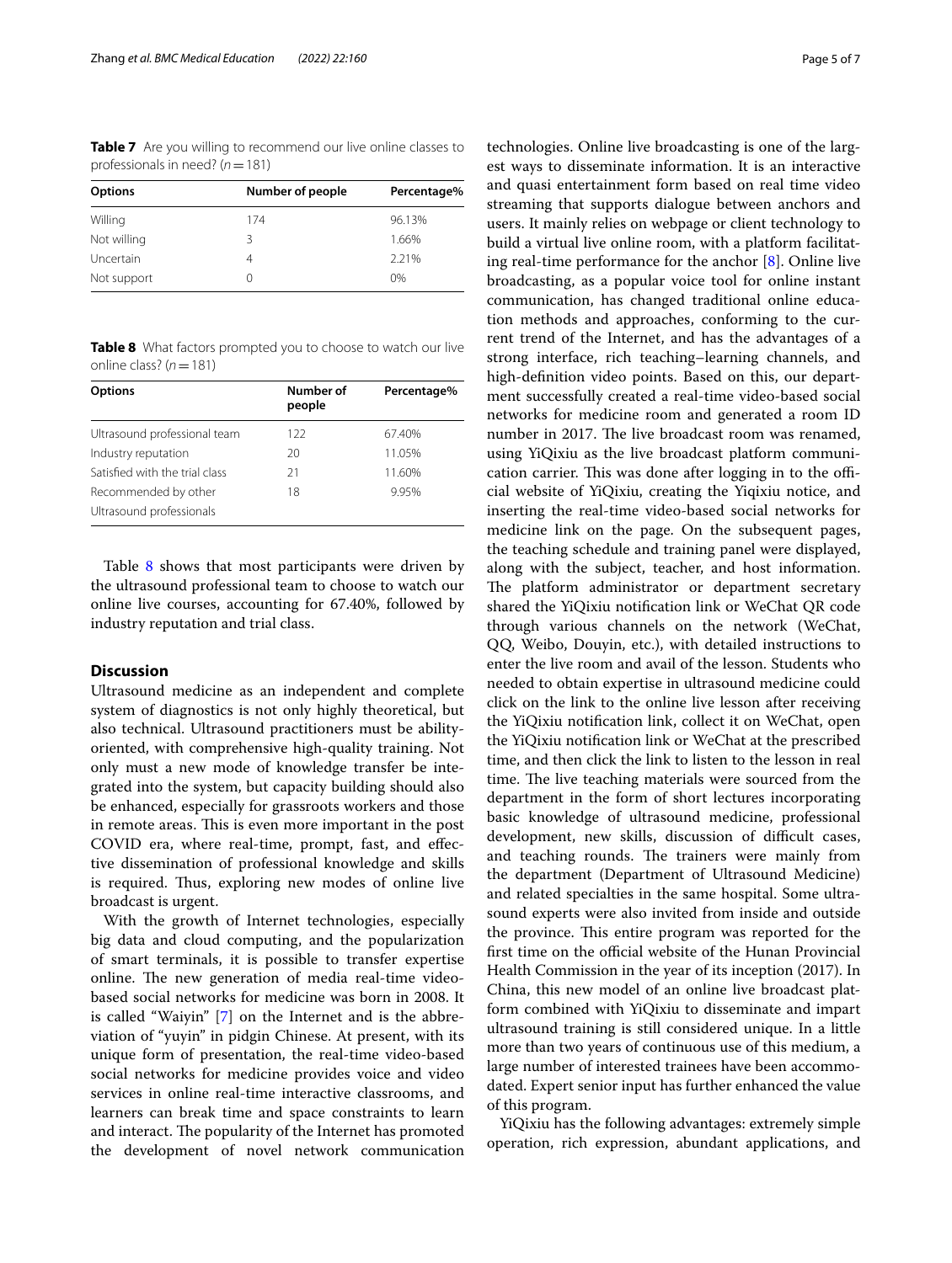**Table 7** Are you willing to recommend our live online classes to professionals in need? ($n = 181$)

| Options | Number of people | Percentage% |
|---|---|---|
| Willing | 174 | 96.13% |
| Not willing | 3 | 1.66% |
| Uncertain | 4 | 2.21% |
| Not support | 0 | 0% |

**Table 8** What factors prompted you to choose to watch our live online class? ($n = 181$)

| Options | Number of people | Percentage% |
|---|---|---|
| Ultrasound professional team | 122 | 67.40% |
| Industry reputation | 20 | 11.05% |
| Satisfied with the trial class | 21 | 11.60% |
| Recommended by other Ultrasound professionals | 18 | 9.95% |

Table 8 shows that most participants were driven by the ultrasound professional team to choose to watch our online live courses, accounting for 67.40%, followed by industry reputation and trial class.

## Discussion

Ultrasound medicine as an independent and complete system of diagnostics is not only highly theoretical, but also technical. Ultrasound practitioners must be ability-oriented, with comprehensive high-quality training. Not only must a new mode of knowledge transfer be integrated into the system, but capacity building should also be enhanced, especially for grassroots workers and those in remote areas. This is even more important in the post COVID era, where real-time, prompt, fast, and effective dissemination of professional knowledge and skills is required. Thus, exploring new modes of online live broadcast is urgent.

With the growth of Internet technologies, especially big data and cloud computing, and the popularization of smart terminals, it is possible to transfer expertise online. The new generation of media real-time video-based social networks for medicine was born in 2008. It is called "Waiyin" [7] on the Internet and is the abbreviation of "yuyin" in pidgin Chinese. At present, with its unique form of presentation, the real-time video-based social networks for medicine provides voice and video services in online real-time interactive classrooms, and learners can break time and space constraints to learn and interact. The popularity of the Internet has promoted the development of novel network communication technologies. Online live broadcasting is one of the largest ways to disseminate information. It is an interactive and quasi entertainment form based on real time video streaming that supports dialogue between anchors and users. It mainly relies on webpage or client technology to build a virtual live online room, with a platform facilitating real-time performance for the anchor [8]. Online live broadcasting, as a popular voice tool for online instant communication, has changed traditional online education methods and approaches, conforming to the current trend of the Internet, and has the advantages of a strong interface, rich teaching–learning channels, and high-definition video points. Based on this, our department successfully created a real-time video-based social networks for medicine room and generated a room ID number in 2017. The live broadcast room was renamed, using YiQixiu as the live broadcast platform communication carrier. This was done after logging in to the official website of YiQixiu, creating the Yiqixiu notice, and inserting the real-time video-based social networks for medicine link on the page. On the subsequent pages, the teaching schedule and training panel were displayed, along with the subject, teacher, and host information. The platform administrator or department secretary shared the YiQixiu notification link or WeChat QR code through various channels on the network (WeChat, QQ, Weibo, Douyin, etc.), with detailed instructions to enter the live room and avail of the lesson. Students who needed to obtain expertise in ultrasound medicine could click on the link to the online live lesson after receiving the YiQixiu notification link, collect it on WeChat, open the YiQixiu notification link or WeChat at the prescribed time, and then click the link to listen to the lesson in real time. The live teaching materials were sourced from the department in the form of short lectures incorporating basic knowledge of ultrasound medicine, professional development, new skills, discussion of difficult cases, and teaching rounds. The trainers were mainly from the department (Department of Ultrasound Medicine) and related specialties in the same hospital. Some ultrasound experts were also invited from inside and outside the province. This entire program was reported for the first time on the official website of the Hunan Provincial Health Commission in the year of its inception (2017). In China, this new model of an online live broadcast platform combined with YiQixiu to disseminate and impart ultrasound training is still considered unique. In a little more than two years of continuous use of this medium, a large number of interested trainees have been accommodated. Expert senior input has further enhanced the value of this program.

YiQixiu has the following advantages: extremely simple operation, rich expression, abundant applications, and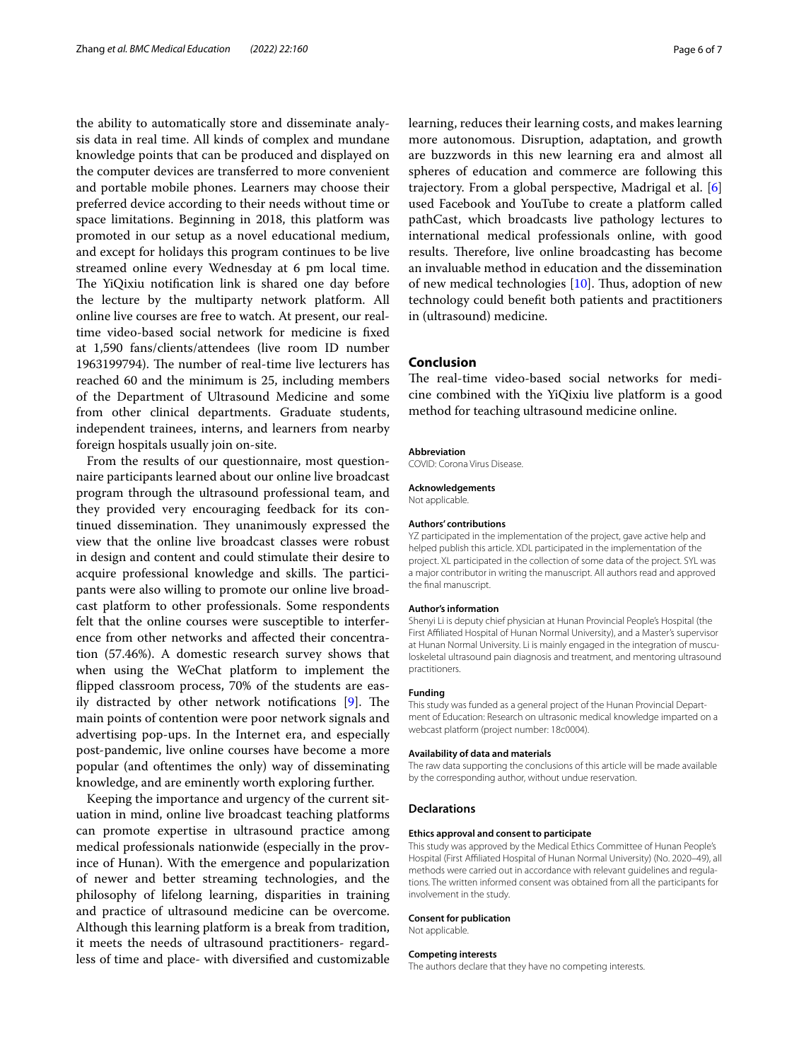the ability to automatically store and disseminate analysis data in real time. All kinds of complex and mundane knowledge points that can be produced and displayed on the computer devices are transferred to more convenient and portable mobile phones. Learners may choose their preferred device according to their needs without time or space limitations. Beginning in 2018, this platform was promoted in our setup as a novel educational medium, and except for holidays this program continues to be live streamed online every Wednesday at 6 pm local time. The YiQixiu notification link is shared one day before the lecture by the multiparty network platform. All online live courses are free to watch. At present, our real-time video-based social network for medicine is fixed at 1,590 fans/clients/attendees (live room ID number 1963199794). The number of real-time live lecturers has reached 60 and the minimum is 25, including members of the Department of Ultrasound Medicine and some from other clinical departments. Graduate students, independent trainees, interns, and learners from nearby foreign hospitals usually join on-site.

From the results of our questionnaire, most questionnaire participants learned about our online live broadcast program through the ultrasound professional team, and they provided very encouraging feedback for its continued dissemination. They unanimously expressed the view that the online live broadcast classes were robust in design and content and could stimulate their desire to acquire professional knowledge and skills. The participants were also willing to promote our online live broadcast platform to other professionals. Some respondents felt that the online courses were susceptible to interference from other networks and affected their concentration (57.46%). A domestic research survey shows that when using the WeChat platform to implement the flipped classroom process, 70% of the students are easily distracted by other network notifications [9]. The main points of contention were poor network signals and advertising pop-ups. In the Internet era, and especially post-pandemic, live online courses have become a more popular (and oftentimes the only) way of disseminating knowledge, and are eminently worth exploring further.

Keeping the importance and urgency of the current situation in mind, online live broadcast teaching platforms can promote expertise in ultrasound practice among medical professionals nationwide (especially in the province of Hunan). With the emergence and popularization of newer and better streaming technologies, and the philosophy of lifelong learning, disparities in training and practice of ultrasound medicine can be overcome. Although this learning platform is a break from tradition, it meets the needs of ultrasound practitioners- regardless of time and place- with diversified and customizable learning, reduces their learning costs, and makes learning more autonomous. Disruption, adaptation, and growth are buzzwords in this new learning era and almost all spheres of education and commerce are following this trajectory. From a global perspective, Madrigal et al. [6] used Facebook and YouTube to create a platform called pathCast, which broadcasts live pathology lectures to international medical professionals online, with good results. Therefore, live online broadcasting has become an invaluable method in education and the dissemination of new medical technologies [10]. Thus, adoption of new technology could benefit both patients and practitioners in (ultrasound) medicine.

## Conclusion

The real-time video-based social networks for medicine combined with the YiQixiu live platform is a good method for teaching ultrasound medicine online.

#### Abbreviation

COVID: Corona Virus Disease.

#### Acknowledgements

Not applicable.

#### Authors' contributions

YZ participated in the implementation of the project, gave active help and helped publish this article. XDL participated in the implementation of the project. XL participated in the collection of some data of the project. SYL was a major contributor in writing the manuscript. All authors read and approved the final manuscript.

#### Author's information

Shenyi Li is deputy chief physician at Hunan Provincial People's Hospital (the First Affiliated Hospital of Hunan Normal University), and a Master's supervisor at Hunan Normal University. Li is mainly engaged in the integration of musculoskeletal ultrasound pain diagnosis and treatment, and mentoring ultrasound practitioners.

#### Funding

This study was funded as a general project of the Hunan Provincial Department of Education: Research on ultrasonic medical knowledge imparted on a webcast platform (project number: 18c0004).

#### Availability of data and materials

The raw data supporting the conclusions of this article will be made available by the corresponding author, without undue reservation.

### Declarations

#### Ethics approval and consent to participate

This study was approved by the Medical Ethics Committee of Hunan People's Hospital (First Affiliated Hospital of Hunan Normal University) (No. 2020–49), all methods were carried out in accordance with relevant guidelines and regulations. The written informed consent was obtained from all the participants for involvement in the study.

#### Consent for publication

Not applicable.

#### Competing interests

The authors declare that they have no competing interests.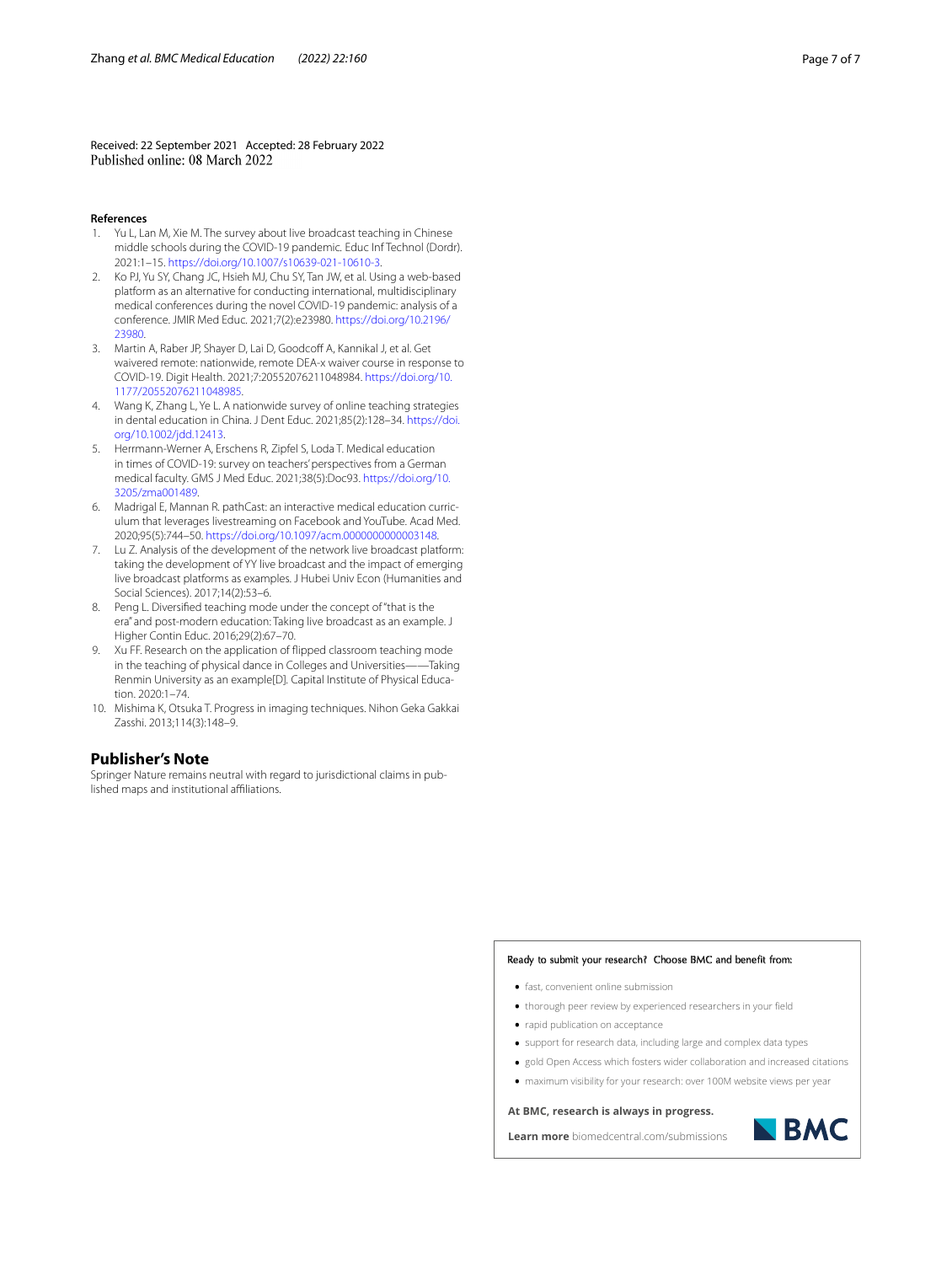Received: 22 September 2021 Accepted: 28 February 2022
Published online: 08 March 2022

### References

1. Yu L, Lan M, Xie M. The survey about live broadcast teaching in Chinese middle schools during the COVID-19 pandemic. Educ Inf Technol (Dordr). 2021:1–15. https://doi.org/10.1007/s10639-021-10610-3.
2. Ko PJ, Yu SY, Chang JC, Hsieh MJ, Chu SY, Tan JW, et al. Using a web-based platform as an alternative for conducting international, multidisciplinary medical conferences during the novel COVID-19 pandemic: analysis of a conference. JMIR Med Educ. 2021;7(2):e23980. https://doi.org/10.2196/23980.
3. Martin A, Raber JP, Shayer D, Lai D, Goodcoff A, Kannikal J, et al. Get waivered remote: nationwide, remote DEA-x waiver course in response to COVID-19. Digit Health. 2021;7:20552076211048984. https://doi.org/10.1177/20552076211048985.
4. Wang K, Zhang L, Ye L. A nationwide survey of online teaching strategies in dental education in China. J Dent Educ. 2021;85(2):128–34. https://doi.org/10.1002/jdd.12413.
5. Herrmann-Werner A, Erschens R, Zipfel S, Loda T. Medical education in times of COVID-19: survey on teachers' perspectives from a German medical faculty. GMS J Med Educ. 2021;38(5):Doc93. https://doi.org/10.3205/zma001489.
6. Madrigal E, Mannan R. pathCast: an interactive medical education curriculum that leverages livestreaming on Facebook and YouTube. Acad Med. 2020;95(5):744–50. https://doi.org/10.1097/acm.0000000000003148.
7. Lu Z. Analysis of the development of the network live broadcast platform: taking the development of YY live broadcast and the impact of emerging live broadcast platforms as examples. J Hubei Univ Econ (Humanities and Social Sciences). 2017;14(2):53–6.
8. Peng L. Diversified teaching mode under the concept of "that is the era" and post-modern education: Taking live broadcast as an example. J Higher Contin Educ. 2016;29(2):67–70.
9. Xu FF. Research on the application of flipped classroom teaching mode in the teaching of physical dance in Colleges and Universities——Taking Renmin University as an example[D]. Capital Institute of Physical Education. 2020:1–74.
10. Mishima K, Otsuka T. Progress in imaging techniques. Nihon Geka Gakkai Zasshi. 2013;114(3):148–9.

## Publisher's Note

Springer Nature remains neutral with regard to jurisdictional claims in published maps and institutional affiliations.

Ready to submit your research? Choose BMC and benefit from:

- fast, convenient online submission
- thorough peer review by experienced researchers in your field
- rapid publication on acceptance
- support for research data, including large and complex data types
- gold Open Access which fosters wider collaboration and increased citations
- maximum visibility for your research: over 100M website views per year

**At BMC, research is always in progress.**

**Learn more** biomedcentral.com/submissions

BMC